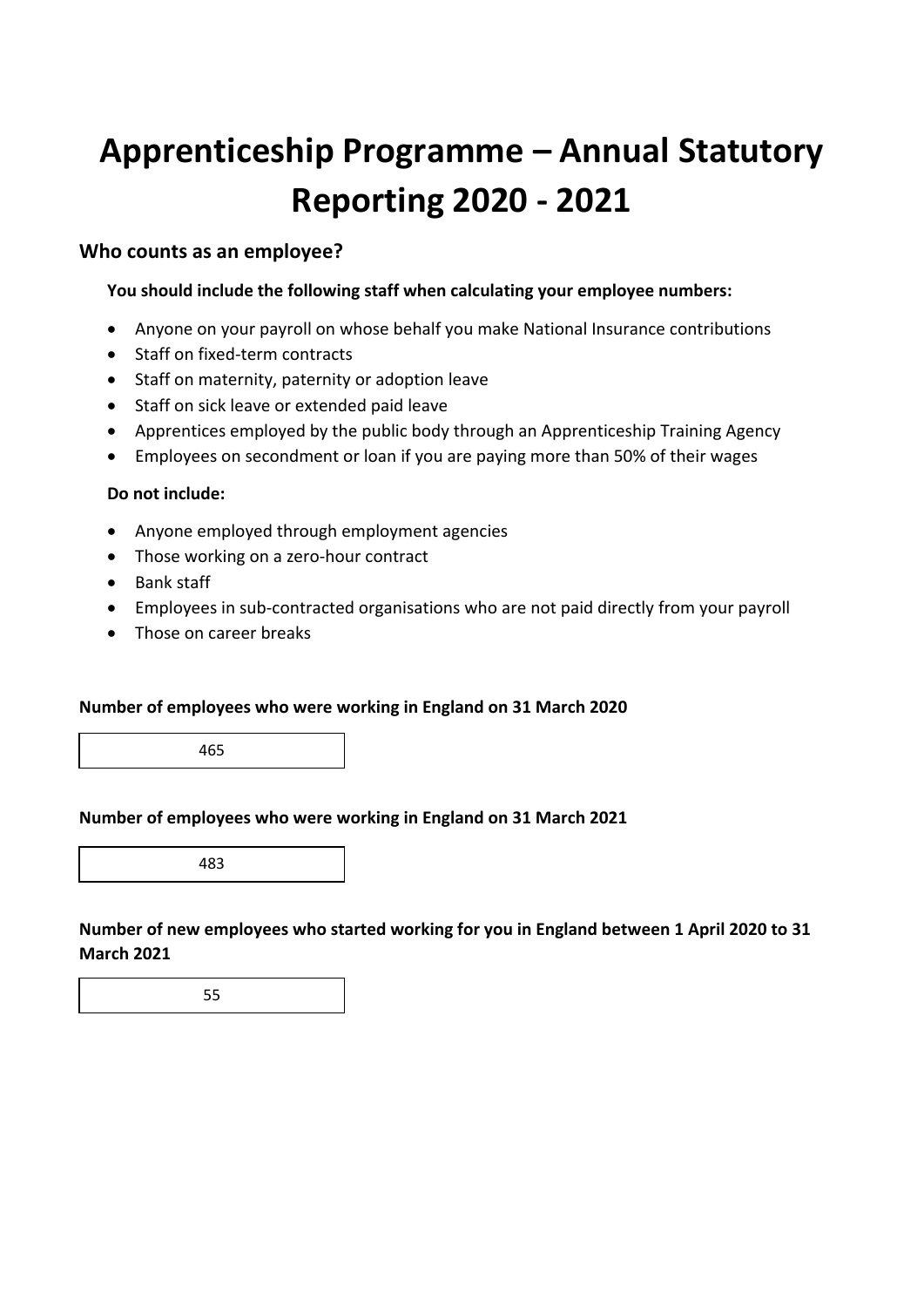# Apprenticeship Programme – Annual Statutory Reporting 2020 - 2021

## Who counts as an employee?

**You should include the following staff when calculating your employee numbers:**

- Anyone on your payroll on whose behalf you make National Insurance contributions
- Staff on fixed-term contracts
- Staff on maternity, paternity or adoption leave
- Staff on sick leave or extended paid leave
- Apprentices employed by the public body through an Apprenticeship Training Agency
- Employees on secondment or loan if you are paying more than 50% of their wages

**Do not include:**

- Anyone employed through employment agencies
- Those working on a zero-hour contract
- Bank staff
- Employees in sub-contracted organisations who are not paid directly from your payroll
- Those on career breaks

**Number of employees who were working in England on 31 March 2020**

| 465 |
|---|

**Number of employees who were working in England on 31 March 2021**

| 483 |
|---|

**Number of new employees who started working for you in England between 1 April 2020 to 31 March 2021**

| 55 |
|---|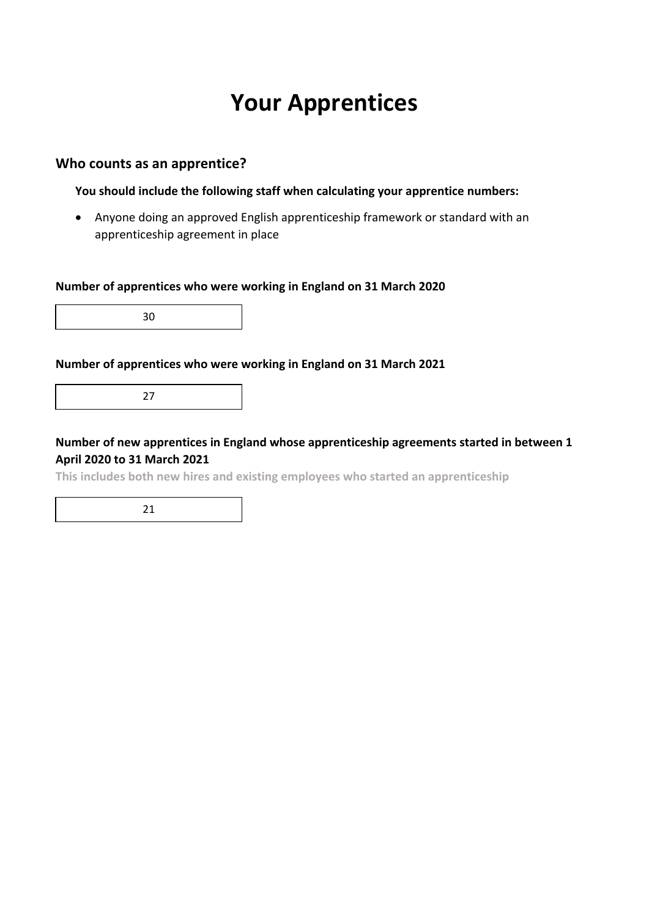# Your Apprentices

## Who counts as an apprentice?

**You should include the following staff when calculating your apprentice numbers:**

- Anyone doing an approved English apprenticeship framework or standard with an apprenticeship agreement in place

**Number of apprentices who were working in England on 31 March 2020**

30

**Number of apprentices who were working in England on 31 March 2021**

27

**Number of new apprentices in England whose apprenticeship agreements started in between 1 April 2020 to 31 March 2021**

**This includes both new hires and existing employees who started an apprenticeship**

21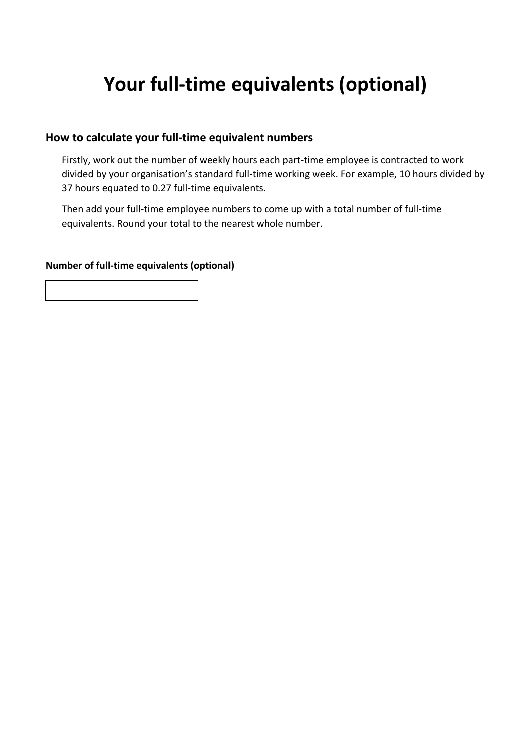# Your full-time equivalents (optional)

## How to calculate your full-time equivalent numbers

Firstly, work out the number of weekly hours each part-time employee is contracted to work divided by your organisation's standard full-time working week. For example, 10 hours divided by 37 hours equated to 0.27 full-time equivalents.

Then add your full-time employee numbers to come up with a total number of full-time equivalents. Round your total to the nearest whole number.

**Number of full-time equivalents (optional)**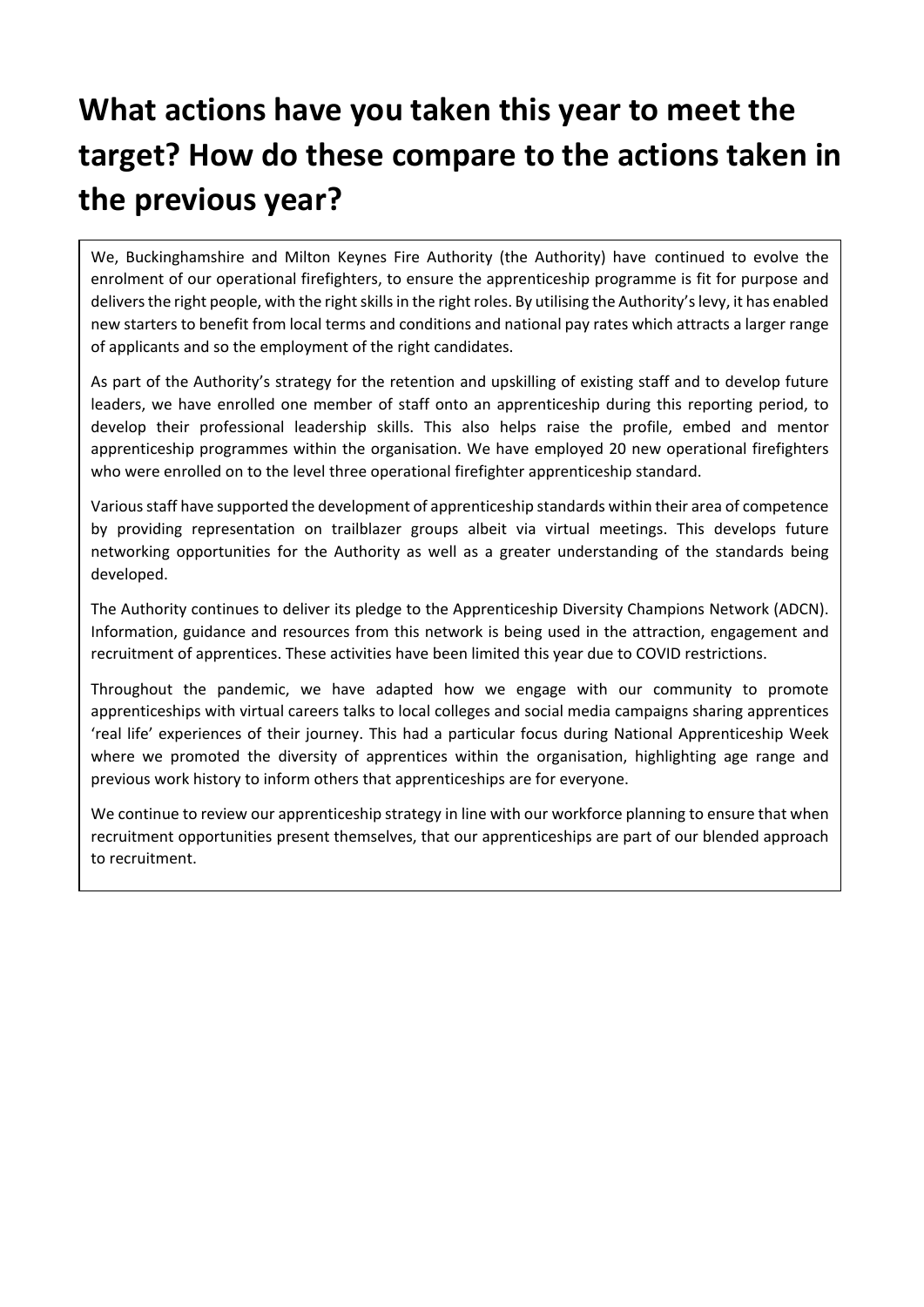# What actions have you taken this year to meet the target? How do these compare to the actions taken in the previous year?

We, Buckinghamshire and Milton Keynes Fire Authority (the Authority) have continued to evolve the enrolment of our operational firefighters, to ensure the apprenticeship programme is fit for purpose and delivers the right people, with the right skills in the right roles. By utilising the Authority's levy, it has enabled new starters to benefit from local terms and conditions and national pay rates which attracts a larger range of applicants and so the employment of the right candidates.

As part of the Authority's strategy for the retention and upskilling of existing staff and to develop future leaders, we have enrolled one member of staff onto an apprenticeship during this reporting period, to develop their professional leadership skills. This also helps raise the profile, embed and mentor apprenticeship programmes within the organisation. We have employed 20 new operational firefighters who were enrolled on to the level three operational firefighter apprenticeship standard.

Various staff have supported the development of apprenticeship standards within their area of competence by providing representation on trailblazer groups albeit via virtual meetings. This develops future networking opportunities for the Authority as well as a greater understanding of the standards being developed.

The Authority continues to deliver its pledge to the Apprenticeship Diversity Champions Network (ADCN). Information, guidance and resources from this network is being used in the attraction, engagement and recruitment of apprentices. These activities have been limited this year due to COVID restrictions.

Throughout the pandemic, we have adapted how we engage with our community to promote apprenticeships with virtual careers talks to local colleges and social media campaigns sharing apprentices 'real life' experiences of their journey. This had a particular focus during National Apprenticeship Week where we promoted the diversity of apprentices within the organisation, highlighting age range and previous work history to inform others that apprenticeships are for everyone.

We continue to review our apprenticeship strategy in line with our workforce planning to ensure that when recruitment opportunities present themselves, that our apprenticeships are part of our blended approach to recruitment.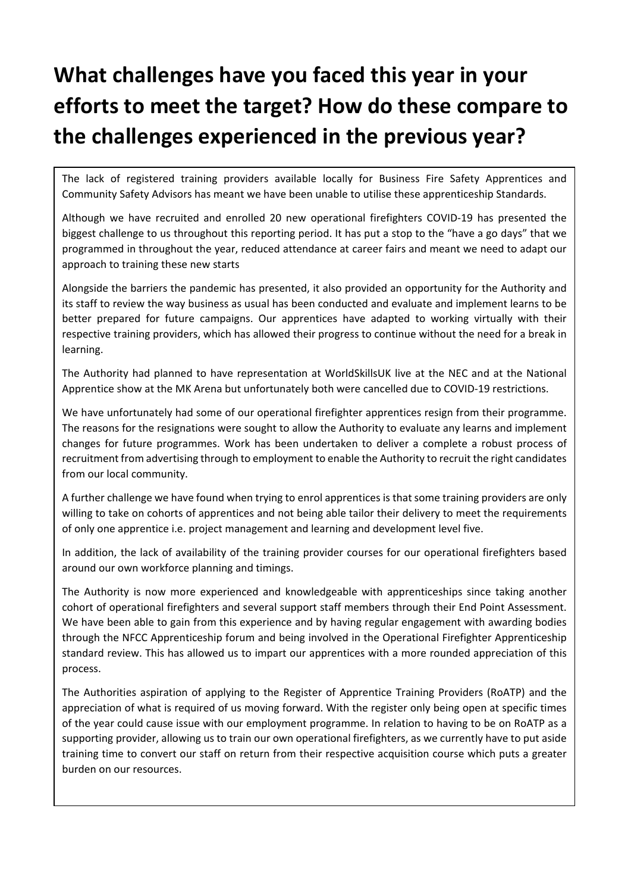# What challenges have you faced this year in your efforts to meet the target? How do these compare to the challenges experienced in the previous year?

The lack of registered training providers available locally for Business Fire Safety Apprentices and Community Safety Advisors has meant we have been unable to utilise these apprenticeship Standards.

Although we have recruited and enrolled 20 new operational firefighters COVID-19 has presented the biggest challenge to us throughout this reporting period. It has put a stop to the "have a go days" that we programmed in throughout the year, reduced attendance at career fairs and meant we need to adapt our approach to training these new starts

Alongside the barriers the pandemic has presented, it also provided an opportunity for the Authority and its staff to review the way business as usual has been conducted and evaluate and implement learns to be better prepared for future campaigns. Our apprentices have adapted to working virtually with their respective training providers, which has allowed their progress to continue without the need for a break in learning.

The Authority had planned to have representation at WorldSkillsUK live at the NEC and at the National Apprentice show at the MK Arena but unfortunately both were cancelled due to COVID-19 restrictions.

We have unfortunately had some of our operational firefighter apprentices resign from their programme. The reasons for the resignations were sought to allow the Authority to evaluate any learns and implement changes for future programmes. Work has been undertaken to deliver a complete a robust process of recruitment from advertising through to employment to enable the Authority to recruit the right candidates from our local community.

A further challenge we have found when trying to enrol apprentices is that some training providers are only willing to take on cohorts of apprentices and not being able tailor their delivery to meet the requirements of only one apprentice i.e. project management and learning and development level five.

In addition, the lack of availability of the training provider courses for our operational firefighters based around our own workforce planning and timings.

The Authority is now more experienced and knowledgeable with apprenticeships since taking another cohort of operational firefighters and several support staff members through their End Point Assessment. We have been able to gain from this experience and by having regular engagement with awarding bodies through the NFCC Apprenticeship forum and being involved in the Operational Firefighter Apprenticeship standard review. This has allowed us to impart our apprentices with a more rounded appreciation of this process.

The Authorities aspiration of applying to the Register of Apprentice Training Providers (RoATP) and the appreciation of what is required of us moving forward. With the register only being open at specific times of the year could cause issue with our employment programme. In relation to having to be on RoATP as a supporting provider, allowing us to train our own operational firefighters, as we currently have to put aside training time to convert our staff on return from their respective acquisition course which puts a greater burden on our resources.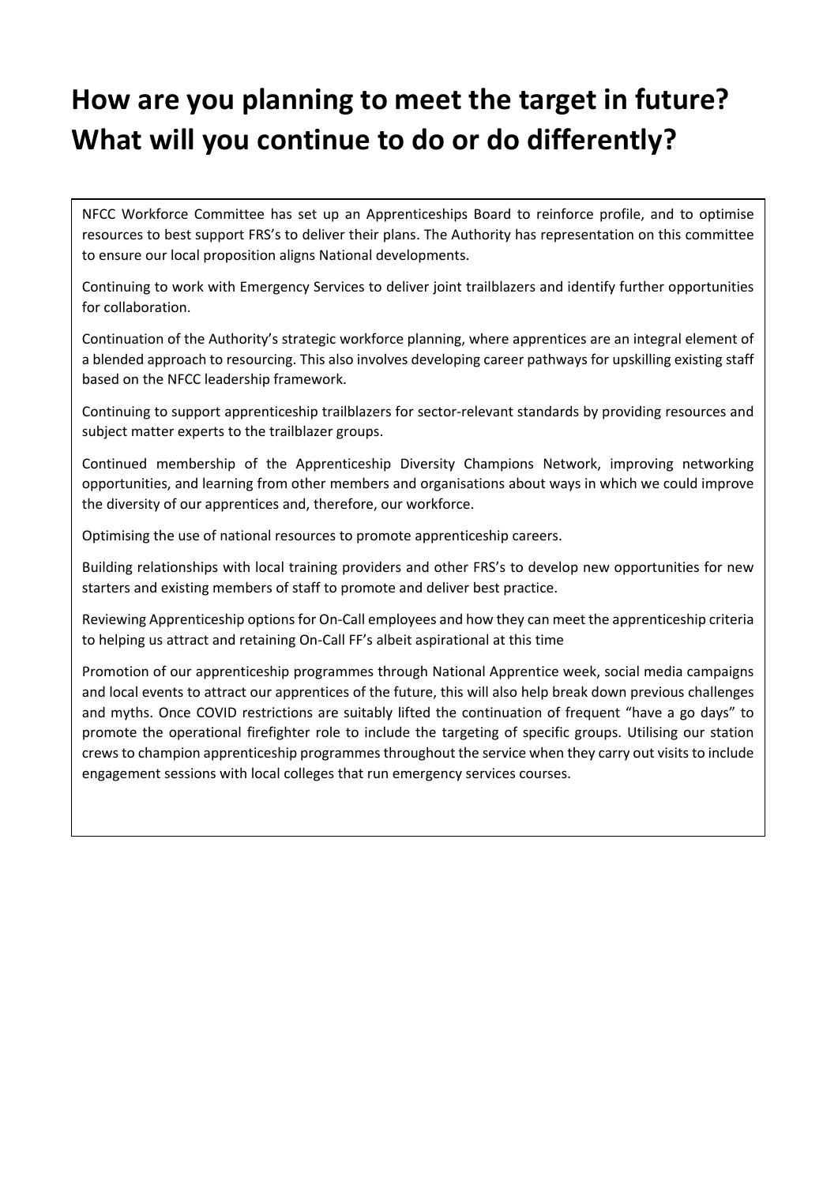# How are you planning to meet the target in future? What will you continue to do or do differently?

NFCC Workforce Committee has set up an Apprenticeships Board to reinforce profile, and to optimise resources to best support FRS's to deliver their plans. The Authority has representation on this committee to ensure our local proposition aligns National developments.

Continuing to work with Emergency Services to deliver joint trailblazers and identify further opportunities for collaboration.

Continuation of the Authority's strategic workforce planning, where apprentices are an integral element of a blended approach to resourcing. This also involves developing career pathways for upskilling existing staff based on the NFCC leadership framework.

Continuing to support apprenticeship trailblazers for sector-relevant standards by providing resources and subject matter experts to the trailblazer groups.

Continued membership of the Apprenticeship Diversity Champions Network, improving networking opportunities, and learning from other members and organisations about ways in which we could improve the diversity of our apprentices and, therefore, our workforce.

Optimising the use of national resources to promote apprenticeship careers.

Building relationships with local training providers and other FRS's to develop new opportunities for new starters and existing members of staff to promote and deliver best practice.

Reviewing Apprenticeship options for On-Call employees and how they can meet the apprenticeship criteria to helping us attract and retaining On-Call FF's albeit aspirational at this time

Promotion of our apprenticeship programmes through National Apprentice week, social media campaigns and local events to attract our apprentices of the future, this will also help break down previous challenges and myths. Once COVID restrictions are suitably lifted the continuation of frequent "have a go days" to promote the operational firefighter role to include the targeting of specific groups. Utilising our station crews to champion apprenticeship programmes throughout the service when they carry out visits to include engagement sessions with local colleges that run emergency services courses.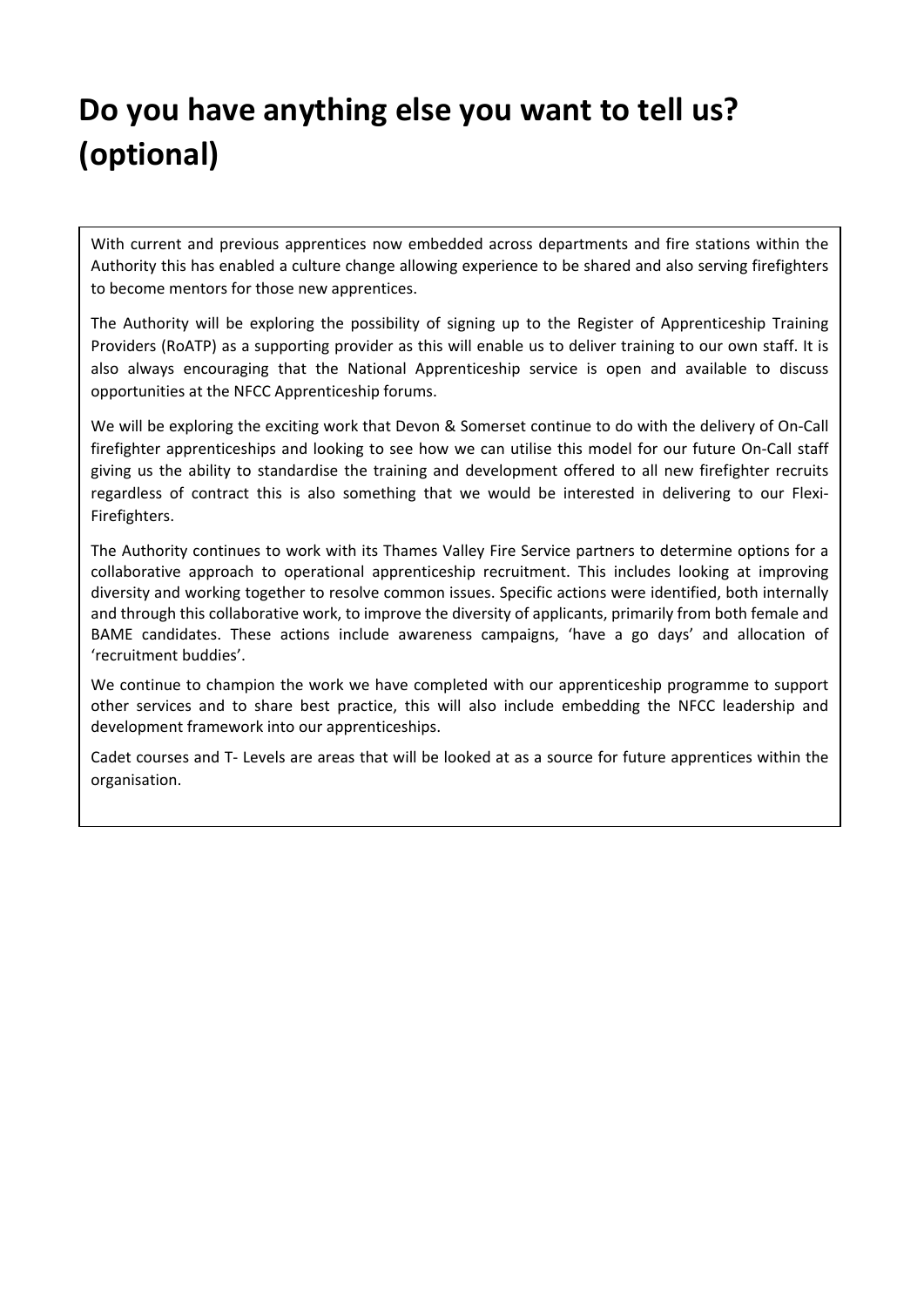# Do you have anything else you want to tell us? (optional)

With current and previous apprentices now embedded across departments and fire stations within the Authority this has enabled a culture change allowing experience to be shared and also serving firefighters to become mentors for those new apprentices.

The Authority will be exploring the possibility of signing up to the Register of Apprenticeship Training Providers (RoATP) as a supporting provider as this will enable us to deliver training to our own staff. It is also always encouraging that the National Apprenticeship service is open and available to discuss opportunities at the NFCC Apprenticeship forums.

We will be exploring the exciting work that Devon & Somerset continue to do with the delivery of On-Call firefighter apprenticeships and looking to see how we can utilise this model for our future On-Call staff giving us the ability to standardise the training and development offered to all new firefighter recruits regardless of contract this is also something that we would be interested in delivering to our Flexi-Firefighters.

The Authority continues to work with its Thames Valley Fire Service partners to determine options for a collaborative approach to operational apprenticeship recruitment. This includes looking at improving diversity and working together to resolve common issues. Specific actions were identified, both internally and through this collaborative work, to improve the diversity of applicants, primarily from both female and BAME candidates. These actions include awareness campaigns, 'have a go days' and allocation of 'recruitment buddies'.

We continue to champion the work we have completed with our apprenticeship programme to support other services and to share best practice, this will also include embedding the NFCC leadership and development framework into our apprenticeships.

Cadet courses and T- Levels are areas that will be looked at as a source for future apprentices within the organisation.